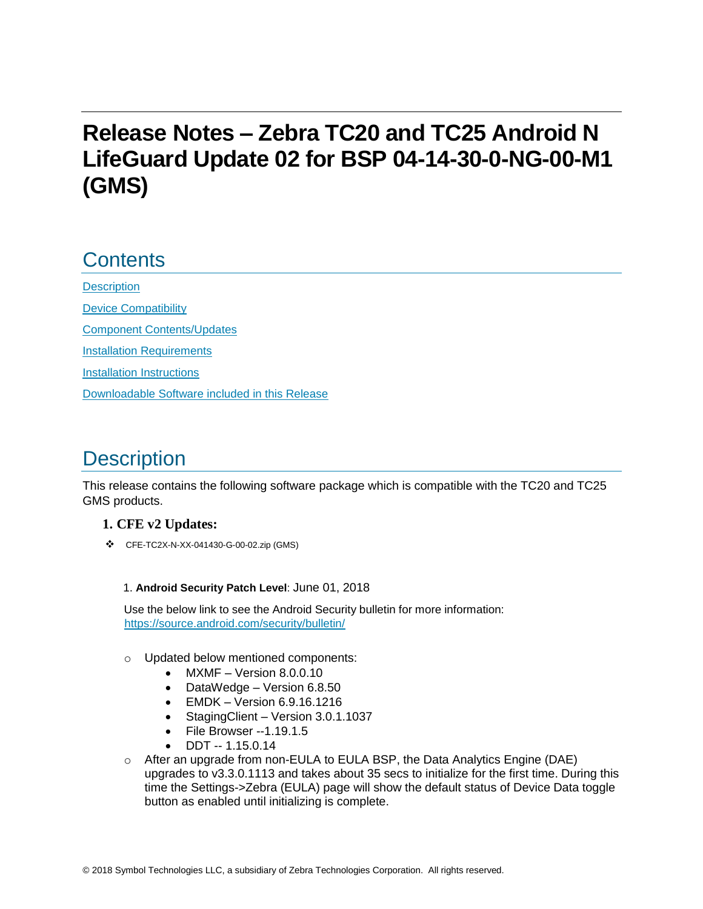# Release Notes – Zebra TC20 and TC25 Android N LifeGuard Update 02 for BSP 04-14-30-0-NG-00-M1 (GMS)

## Contents

[Description](#description)

[Device Compatibility](#device-compatibility)

[Component Contents/Updates](#component-contentsupdates)

[Installation Requirements](#installation-requirements)

[Installation Instructions](#installation-instructions)

[Downloadable Software included in this Release](#downloadable-software-included-in-this-release)

## Description

This release contains the following software package which is compatible with the TC20 and TC25 GMS products.

### 1. CFE v2 Updates:

- CFE-TC2X-N-XX-041430-G-00-02.zip (GMS)

  1. **Android Security Patch Level**: June 01, 2018

     Use the below link to see the Android Security bulletin for more information: [https://source.android.com/security/bulletin/](https://source.android.com/security/bulletin/)

  - Updated below mentioned components:
    - MXMF – Version 8.0.0.10
    - DataWedge – Version 6.8.50
    - EMDK – Version 6.9.16.1216
    - StagingClient – Version 3.0.1.1037
    - File Browser --1.19.1.5
    - DDT -- 1.15.0.14
  - After an upgrade from non-EULA to EULA BSP, the Data Analytics Engine (DAE) upgrades to v3.3.0.1113 and takes about 35 secs to initialize for the first time. During this time the Settings->Zebra (EULA) page will show the default status of Device Data toggle button as enabled until initializing is complete.

© 2018 Symbol Technologies LLC, a subsidiary of Zebra Technologies Corporation. All rights reserved.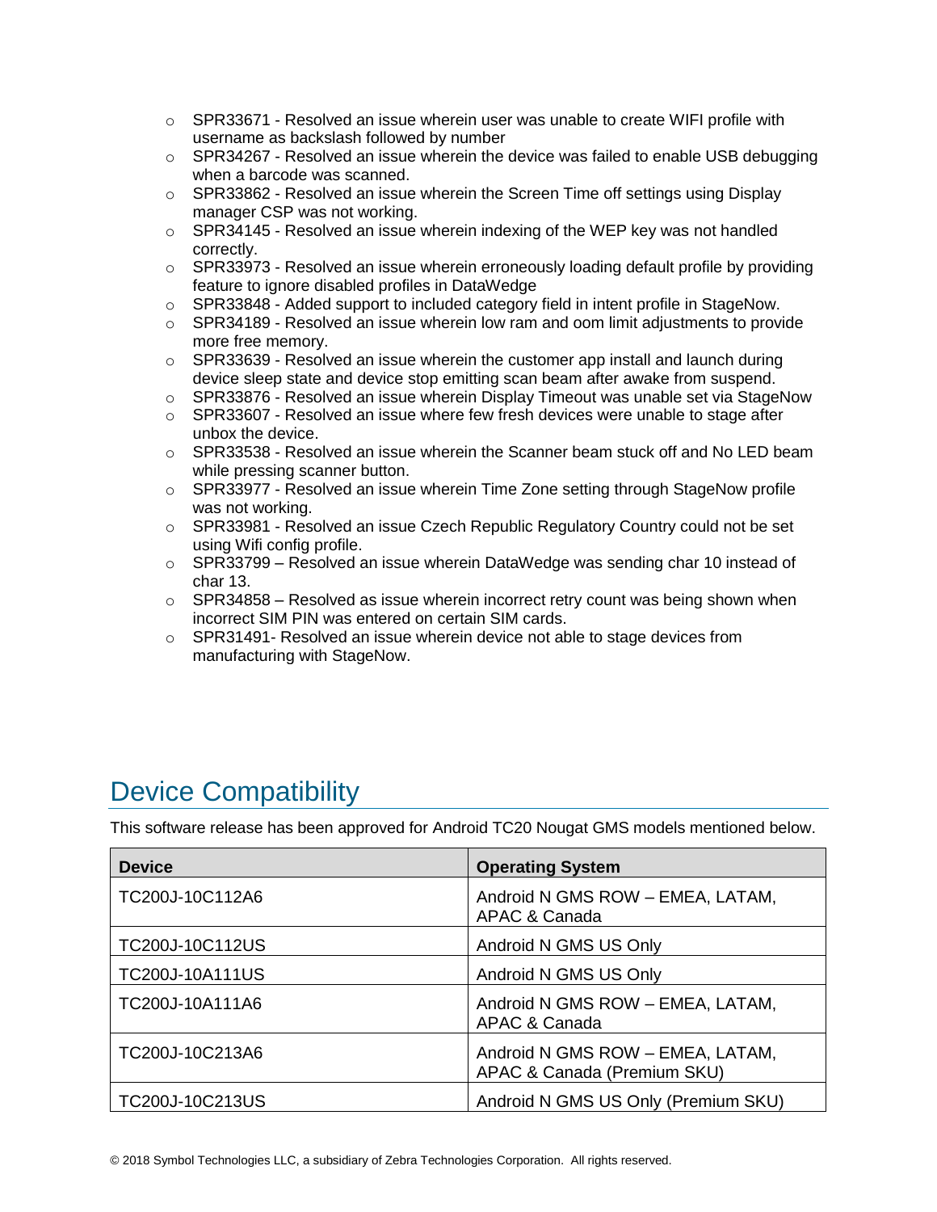- SPR33671 - Resolved an issue wherein user was unable to create WIFI profile with username as backslash followed by number
- SPR34267 - Resolved an issue wherein the device was failed to enable USB debugging when a barcode was scanned.
- SPR33862 - Resolved an issue wherein the Screen Time off settings using Display manager CSP was not working.
- SPR34145 - Resolved an issue wherein indexing of the WEP key was not handled correctly.
- SPR33973 - Resolved an issue wherein erroneously loading default profile by providing feature to ignore disabled profiles in DataWedge
- SPR33848 - Added support to included category field in intent profile in StageNow.
- SPR34189 - Resolved an issue wherein low ram and oom limit adjustments to provide more free memory.
- SPR33639 - Resolved an issue wherein the customer app install and launch during device sleep state and device stop emitting scan beam after awake from suspend.
- SPR33876 - Resolved an issue wherein Display Timeout was unable set via StageNow
- SPR33607 - Resolved an issue where few fresh devices were unable to stage after unbox the device.
- SPR33538 - Resolved an issue wherein the Scanner beam stuck off and No LED beam while pressing scanner button.
- SPR33977 - Resolved an issue wherein Time Zone setting through StageNow profile was not working.
- SPR33981 - Resolved an issue Czech Republic Regulatory Country could not be set using Wifi config profile.
- SPR33799 – Resolved an issue wherein DataWedge was sending char 10 instead of char 13.
- SPR34858 – Resolved as issue wherein incorrect retry count was being shown when incorrect SIM PIN was entered on certain SIM cards.
- SPR31491- Resolved an issue wherein device not able to stage devices from manufacturing with StageNow.

# Device Compatibility

This software release has been approved for Android TC20 Nougat GMS models mentioned below.

| Device | Operating System |
|---|---|
| TC200J-10C112A6 | Android N GMS ROW – EMEA, LATAM, APAC & Canada |
| TC200J-10C112US | Android N GMS US Only |
| TC200J-10A111US | Android N GMS US Only |
| TC200J-10A111A6 | Android N GMS ROW – EMEA, LATAM, APAC & Canada |
| TC200J-10C213A6 | Android N GMS ROW – EMEA, LATAM, APAC & Canada (Premium SKU) |
| TC200J-10C213US | Android N GMS US Only (Premium SKU) |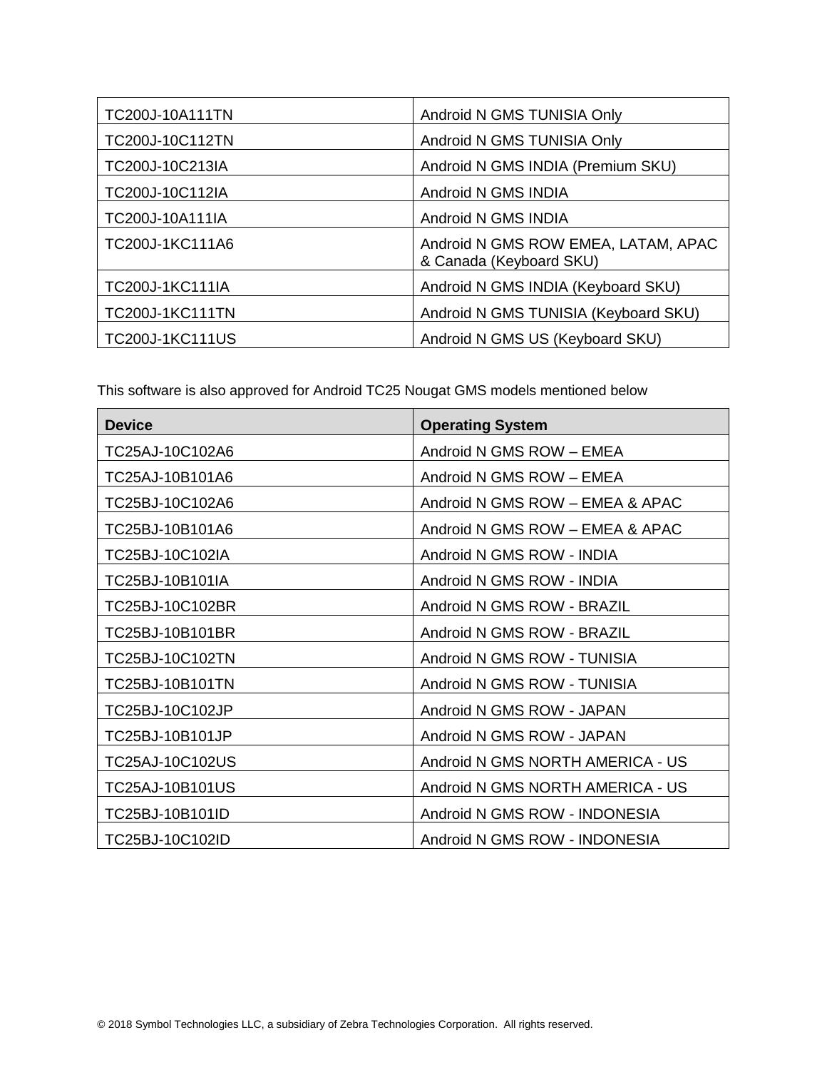| TC200J-10A111TN | Android N GMS TUNISIA Only |
| --- | --- |
| TC200J-10C112TN | Android N GMS TUNISIA Only |
| TC200J-10C213IA | Android N GMS INDIA (Premium SKU) |
| TC200J-10C112IA | Android N GMS INDIA |
| TC200J-10A111IA | Android N GMS INDIA |
| TC200J-1KC111A6 | Android N GMS ROW EMEA, LATAM, APAC & Canada (Keyboard SKU) |
| TC200J-1KC111IA | Android N GMS INDIA (Keyboard SKU) |
| TC200J-1KC111TN | Android N GMS TUNISIA (Keyboard SKU) |
| TC200J-1KC111US | Android N GMS US (Keyboard SKU) |

This software is also approved for Android TC25 Nougat GMS models mentioned below

| Device | Operating System |
| --- | --- |
| TC25AJ-10C102A6 | Android N GMS ROW – EMEA |
| TC25AJ-10B101A6 | Android N GMS ROW – EMEA |
| TC25BJ-10C102A6 | Android N GMS ROW – EMEA & APAC |
| TC25BJ-10B101A6 | Android N GMS ROW – EMEA & APAC |
| TC25BJ-10C102IA | Android N GMS ROW - INDIA |
| TC25BJ-10B101IA | Android N GMS ROW - INDIA |
| TC25BJ-10C102BR | Android N GMS ROW - BRAZIL |
| TC25BJ-10B101BR | Android N GMS ROW - BRAZIL |
| TC25BJ-10C102TN | Android N GMS ROW - TUNISIA |
| TC25BJ-10B101TN | Android N GMS ROW - TUNISIA |
| TC25BJ-10C102JP | Android N GMS ROW - JAPAN |
| TC25BJ-10B101JP | Android N GMS ROW - JAPAN |
| TC25AJ-10C102US | Android N GMS NORTH AMERICA - US |
| TC25AJ-10B101US | Android N GMS NORTH AMERICA - US |
| TC25BJ-10B101ID | Android N GMS ROW - INDONESIA |
| TC25BJ-10C102ID | Android N GMS ROW - INDONESIA |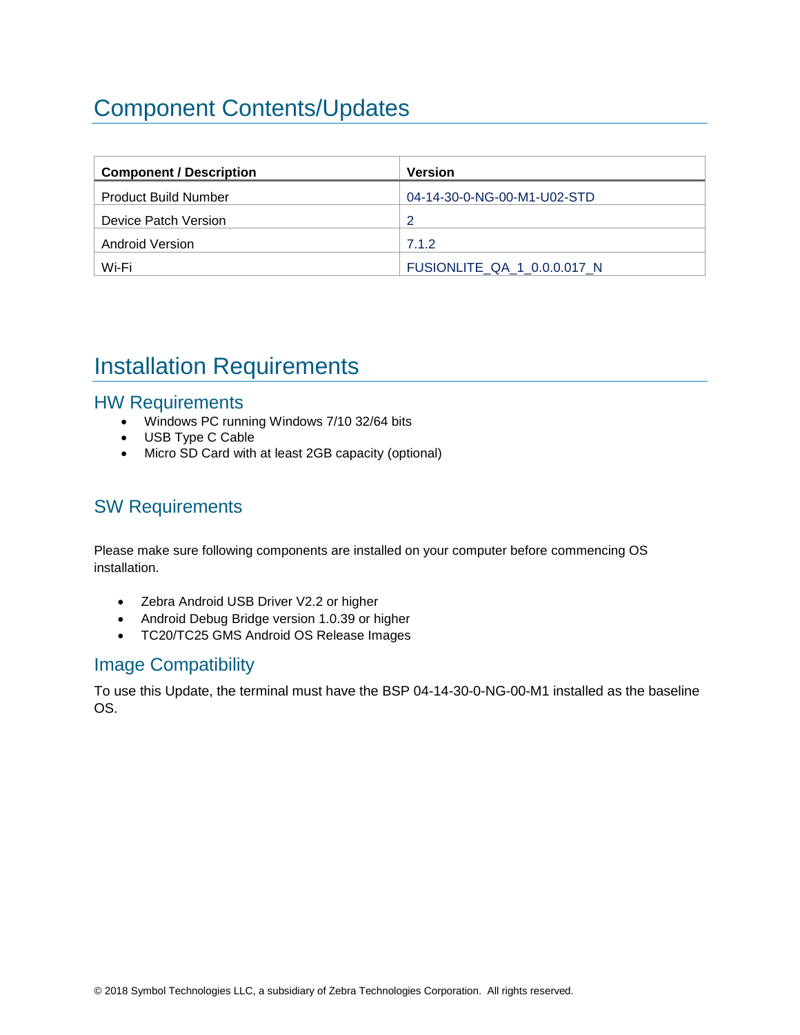# Component Contents/Updates

| Component / Description | Version |
| --- | --- |
| Product Build Number | 04-14-30-0-NG-00-M1-U02-STD |
| Device Patch Version | 2 |
| Android Version | 7.1.2 |
| Wi-Fi | FUSIONLITE_QA_1_0.0.0.017_N |

# Installation Requirements

## HW Requirements

- Windows PC running Windows 7/10 32/64 bits
- USB Type C Cable
- Micro SD Card with at least 2GB capacity (optional)

## SW Requirements

Please make sure following components are installed on your computer before commencing OS installation.

- Zebra Android USB Driver V2.2 or higher
- Android Debug Bridge version 1.0.39 or higher
- TC20/TC25 GMS Android OS Release Images

## Image Compatibility

To use this Update, the terminal must have the BSP 04-14-30-0-NG-00-M1 installed as the baseline OS.

© 2018 Symbol Technologies LLC, a subsidiary of Zebra Technologies Corporation. All rights reserved.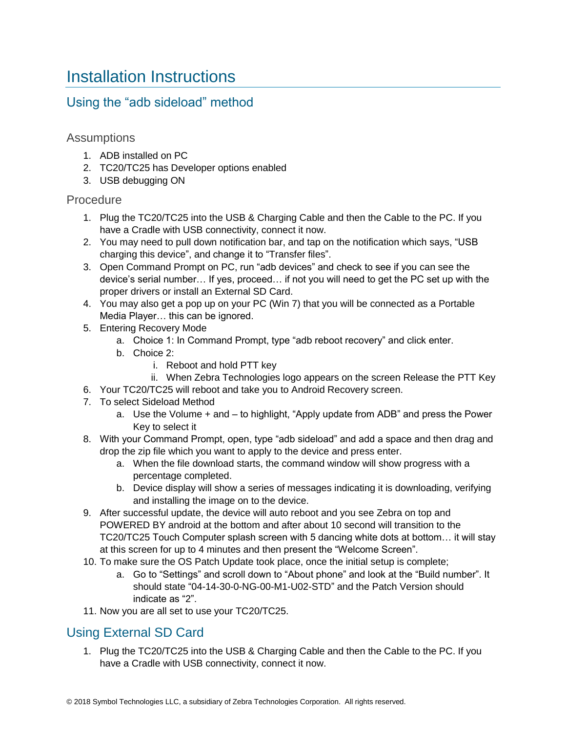# Installation Instructions

## Using the "adb sideload" method

### Assumptions

1. ADB installed on PC
2. TC20/TC25 has Developer options enabled
3. USB debugging ON

### Procedure

1. Plug the TC20/TC25 into the USB & Charging Cable and then the Cable to the PC. If you have a Cradle with USB connectivity, connect it now.
2. You may need to pull down notification bar, and tap on the notification which says, "USB charging this device", and change it to "Transfer files".
3. Open Command Prompt on PC, run "adb devices" and check to see if you can see the device's serial number… If yes, proceed… if not you will need to get the PC set up with the proper drivers or install an External SD Card.
4. You may also get a pop up on your PC (Win 7) that you will be connected as a Portable Media Player… this can be ignored.
5. Entering Recovery Mode
   a. Choice 1: In Command Prompt, type "adb reboot recovery" and click enter.
   b. Choice 2:
      i. Reboot and hold PTT key
      ii. When Zebra Technologies logo appears on the screen Release the PTT Key
6. Your TC20/TC25 will reboot and take you to Android Recovery screen.
7. To select Sideload Method
   a. Use the Volume + and – to highlight, "Apply update from ADB" and press the Power Key to select it
8. With your Command Prompt, open, type "adb sideload" and add a space and then drag and drop the zip file which you want to apply to the device and press enter.
   a. When the file download starts, the command window will show progress with a percentage completed.
   b. Device display will show a series of messages indicating it is downloading, verifying and installing the image on to the device.
9. After successful update, the device will auto reboot and you see Zebra on top and POWERED BY android at the bottom and after about 10 second will transition to the TC20/TC25 Touch Computer splash screen with 5 dancing white dots at bottom… it will stay at this screen for up to 4 minutes and then present the "Welcome Screen".
10. To make sure the OS Patch Update took place, once the initial setup is complete;
    a. Go to "Settings" and scroll down to "About phone" and look at the "Build number". It should state "04-14-30-0-NG-00-M1-U02-STD" and the Patch Version should indicate as "2".
11. Now you are all set to use your TC20/TC25.

## Using External SD Card

1. Plug the TC20/TC25 into the USB & Charging Cable and then the Cable to the PC. If you have a Cradle with USB connectivity, connect it now.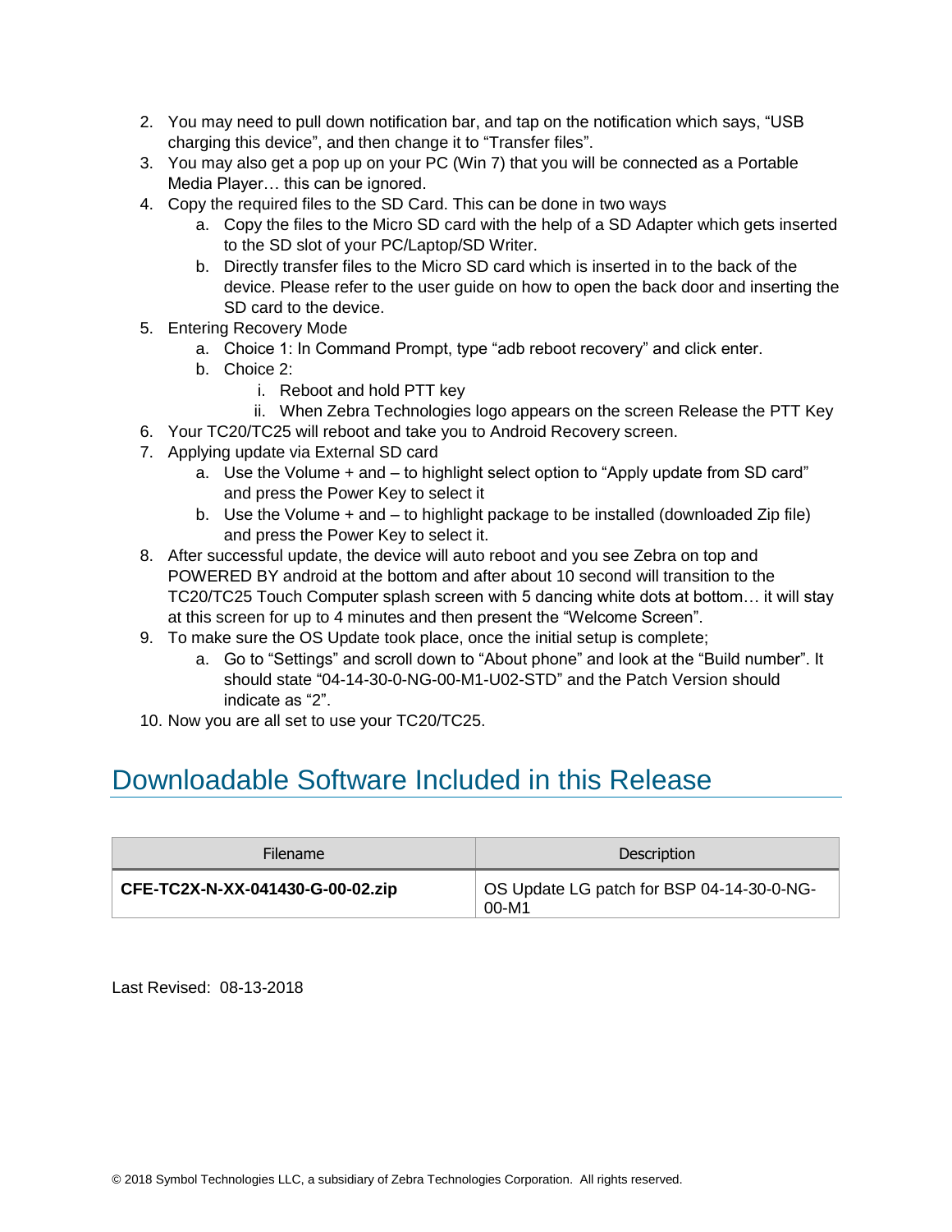2. You may need to pull down notification bar, and tap on the notification which says, “USB charging this device”, and then change it to “Transfer files”.
3. You may also get a pop up on your PC (Win 7) that you will be connected as a Portable Media Player… this can be ignored.
4. Copy the required files to the SD Card. This can be done in two ways
    a. Copy the files to the Micro SD card with the help of a SD Adapter which gets inserted to the SD slot of your PC/Laptop/SD Writer.
    b. Directly transfer files to the Micro SD card which is inserted in to the back of the device. Please refer to the user guide on how to open the back door and inserting the SD card to the device.
5. Entering Recovery Mode
    a. Choice 1: In Command Prompt, type “adb reboot recovery” and click enter.
    b. Choice 2:
        i. Reboot and hold PTT key
        ii. When Zebra Technologies logo appears on the screen Release the PTT Key
6. Your TC20/TC25 will reboot and take you to Android Recovery screen.
7. Applying update via External SD card
    a. Use the Volume + and – to highlight select option to “Apply update from SD card” and press the Power Key to select it
    b. Use the Volume + and – to highlight package to be installed (downloaded Zip file) and press the Power Key to select it.
8. After successful update, the device will auto reboot and you see Zebra on top and POWERED BY android at the bottom and after about 10 second will transition to the TC20/TC25 Touch Computer splash screen with 5 dancing white dots at bottom… it will stay at this screen for up to 4 minutes and then present the “Welcome Screen”.
9. To make sure the OS Update took place, once the initial setup is complete;
    a. Go to “Settings” and scroll down to “About phone” and look at the “Build number”. It should state “04-14-30-0-NG-00-M1-U02-STD” and the Patch Version should indicate as “2”.
10. Now you are all set to use your TC20/TC25.

## Downloadable Software Included in this Release

| Filename | Description |
| --- | --- |
| **CFE-TC2X-N-XX-041430-G-00-02.zip** | OS Update LG patch for BSP 04-14-30-0-NG-00-M1 |

Last Revised: 08-13-2018

© 2018 Symbol Technologies LLC, a subsidiary of Zebra Technologies Corporation. All rights reserved.